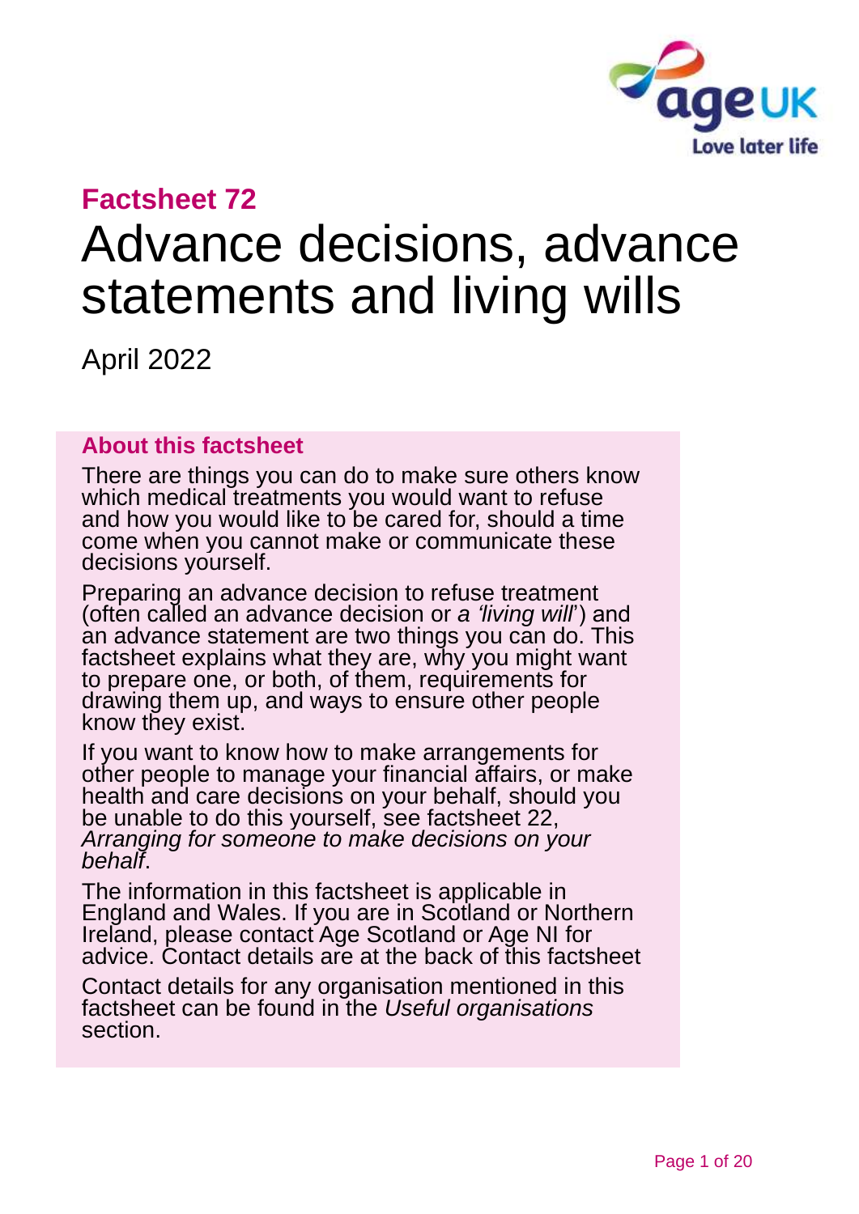**Factsheet 72**

# Advance decisions, advance statements and living wills

April 2022

## About this factsheet

There are things you can do to make sure others know which medical treatments you would want to refuse and how you would like to be cared for, should a time come when you cannot make or communicate these decisions yourself.

Preparing an advance decision to refuse treatment (often called an advance decision or *a 'living will'*) and an advance statement are two things you can do. This factsheet explains what they are, why you might want to prepare one, or both, of them, requirements for drawing them up, and ways to ensure other people know they exist.

If you want to know how to make arrangements for other people to manage your financial affairs, or make health and care decisions on your behalf, should you be unable to do this yourself, see factsheet 22, *Arranging for someone to make decisions on your behalf*.

The information in this factsheet is applicable in England and Wales. If you are in Scotland or Northern Ireland, please contact Age Scotland or Age NI for advice. Contact details are at the back of this factsheet

Contact details for any organisation mentioned in this factsheet can be found in the *Useful organisations* section.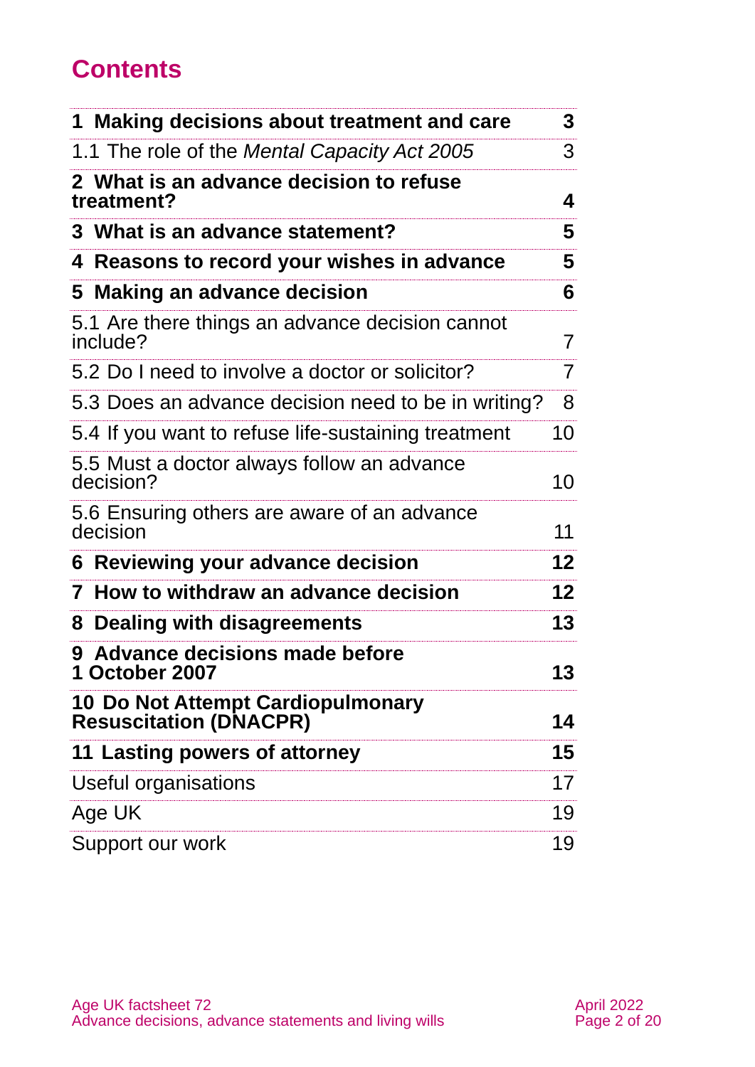# Contents

| | |
|---|---|
| **1 Making decisions about treatment and care** | **3** |
| 1.1 The role of the *Mental Capacity Act 2005* | 3 |
| **2 What is an advance decision to refuse treatment?** | **4** |
| **3 What is an advance statement?** | **5** |
| **4 Reasons to record your wishes in advance** | **5** |
| **5 Making an advance decision** | **6** |
| 5.1 Are there things an advance decision cannot include? | 7 |
| 5.2 Do I need to involve a doctor or solicitor? | 7 |
| 5.3 Does an advance decision need to be in writing? | 8 |
| 5.4 If you want to refuse life-sustaining treatment | 10 |
| 5.5 Must a doctor always follow an advance decision? | 10 |
| 5.6 Ensuring others are aware of an advance decision | 11 |
| **6 Reviewing your advance decision** | **12** |
| **7 How to withdraw an advance decision** | **12** |
| **8 Dealing with disagreements** | **13** |
| **9 Advance decisions made before 1 October 2007** | **13** |
| **10 Do Not Attempt Cardiopulmonary Resuscitation (DNACPR)** | **14** |
| **11 Lasting powers of attorney** | **15** |
| Useful organisations | 17 |
| Age UK | 19 |
| Support our work | 19 |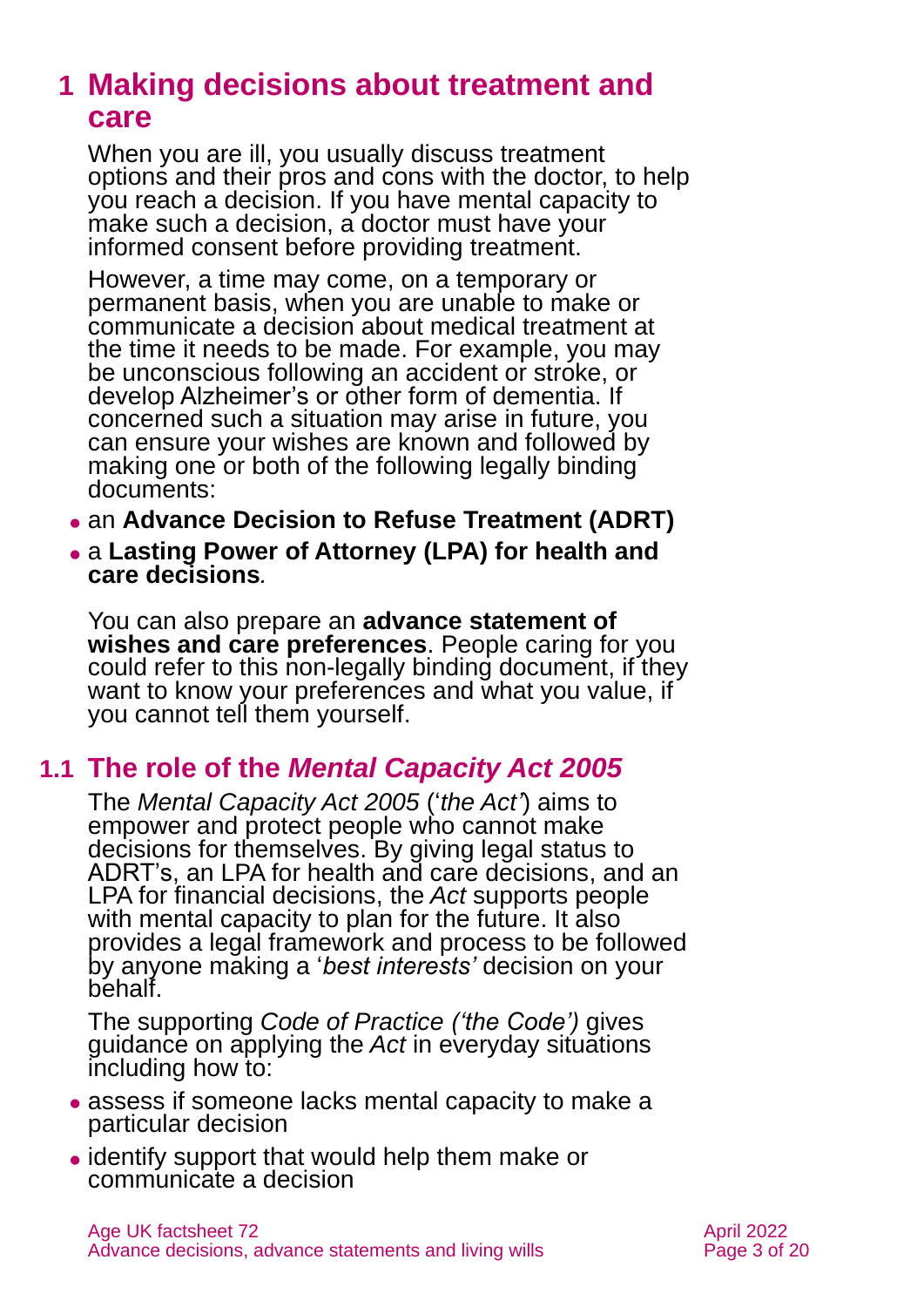# 1 Making decisions about treatment and care

When you are ill, you usually discuss treatment options and their pros and cons with the doctor, to help you reach a decision. If you have mental capacity to make such a decision, a doctor must have your informed consent before providing treatment.

However, a time may come, on a temporary or permanent basis, when you are unable to make or communicate a decision about medical treatment at the time it needs to be made. For example, you may be unconscious following an accident or stroke, or develop Alzheimer's or other form of dementia. If concerned such a situation may arise in future, you can ensure your wishes are known and followed by making one or both of the following legally binding documents:

- an **Advance Decision to Refuse Treatment (ADRT)**
- a **Lasting Power of Attorney (LPA) for health and care decisions**.

You can also prepare an **advance statement of wishes and care preferences**. People caring for you could refer to this non-legally binding document, if they want to know your preferences and what you value, if you cannot tell them yourself.

## 1.1 The role of the *Mental Capacity Act 2005*

The *Mental Capacity Act 2005* ('*the Act'*) aims to empower and protect people who cannot make decisions for themselves. By giving legal status to ADRT's, an LPA for health and care decisions, and an LPA for financial decisions, the *Act* supports people with mental capacity to plan for the future. It also provides a legal framework and process to be followed by anyone making a '*best interests'* decision on your behalf.

The supporting *Code of Practice ('the Code')* gives guidance on applying the *Act* in everyday situations including how to:

- assess if someone lacks mental capacity to make a particular decision
- identify support that would help them make or communicate a decision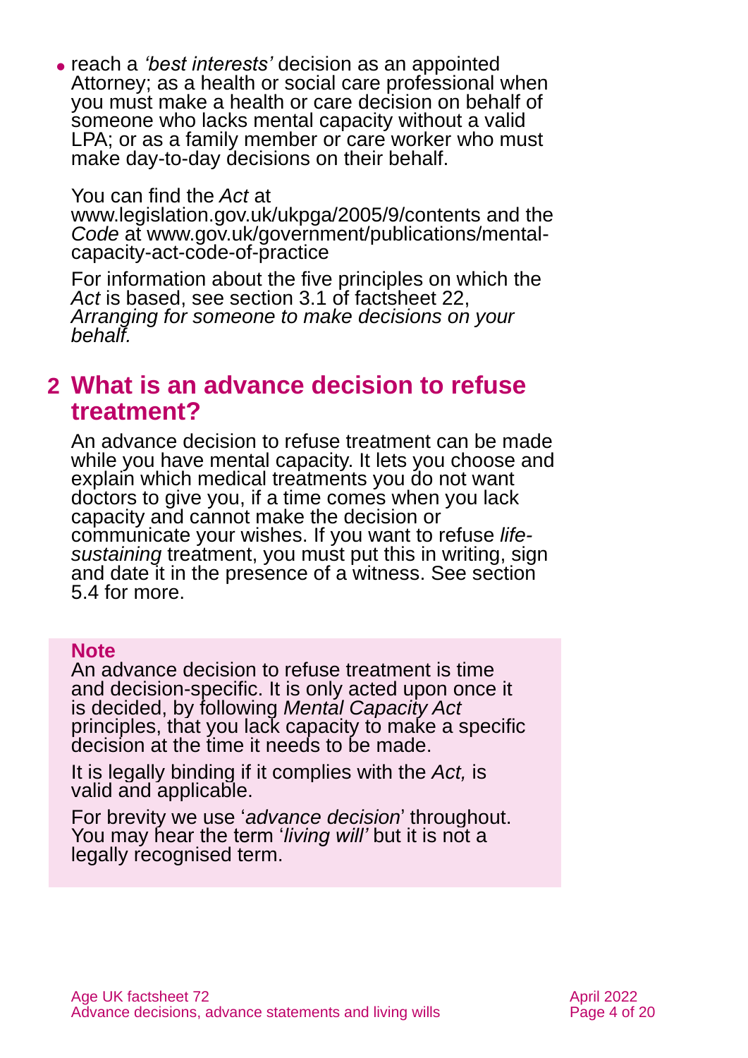- reach a *'best interests'* decision as an appointed Attorney; as a health or social care professional when you must make a health or care decision on behalf of someone who lacks mental capacity without a valid LPA; or as a family member or care worker who must make day-to-day decisions on their behalf.

You can find the *Act* at www.legislation.gov.uk/ukpga/2005/9/contents and the *Code* at www.gov.uk/government/publications/mental-capacity-act-code-of-practice

For information about the five principles on which the *Act* is based, see section 3.1 of factsheet 22, *Arranging for someone to make decisions on your behalf.*

## 2 What is an advance decision to refuse treatment?

An advance decision to refuse treatment can be made while you have mental capacity. It lets you choose and explain which medical treatments you do not want doctors to give you, if a time comes when you lack capacity and cannot make the decision or communicate your wishes. If you want to refuse *life-sustaining* treatment, you must put this in writing, sign and date it in the presence of a witness. See section 5.4 for more.

**Note**

An advance decision to refuse treatment is time and decision-specific. It is only acted upon once it is decided, by following *Mental Capacity Act* principles, that you lack capacity to make a specific decision at the time it needs to be made.

It is legally binding if it complies with the *Act,* is valid and applicable.

For brevity we use '*advance decision*' throughout. You may hear the term '*living will'* but it is not a legally recognised term.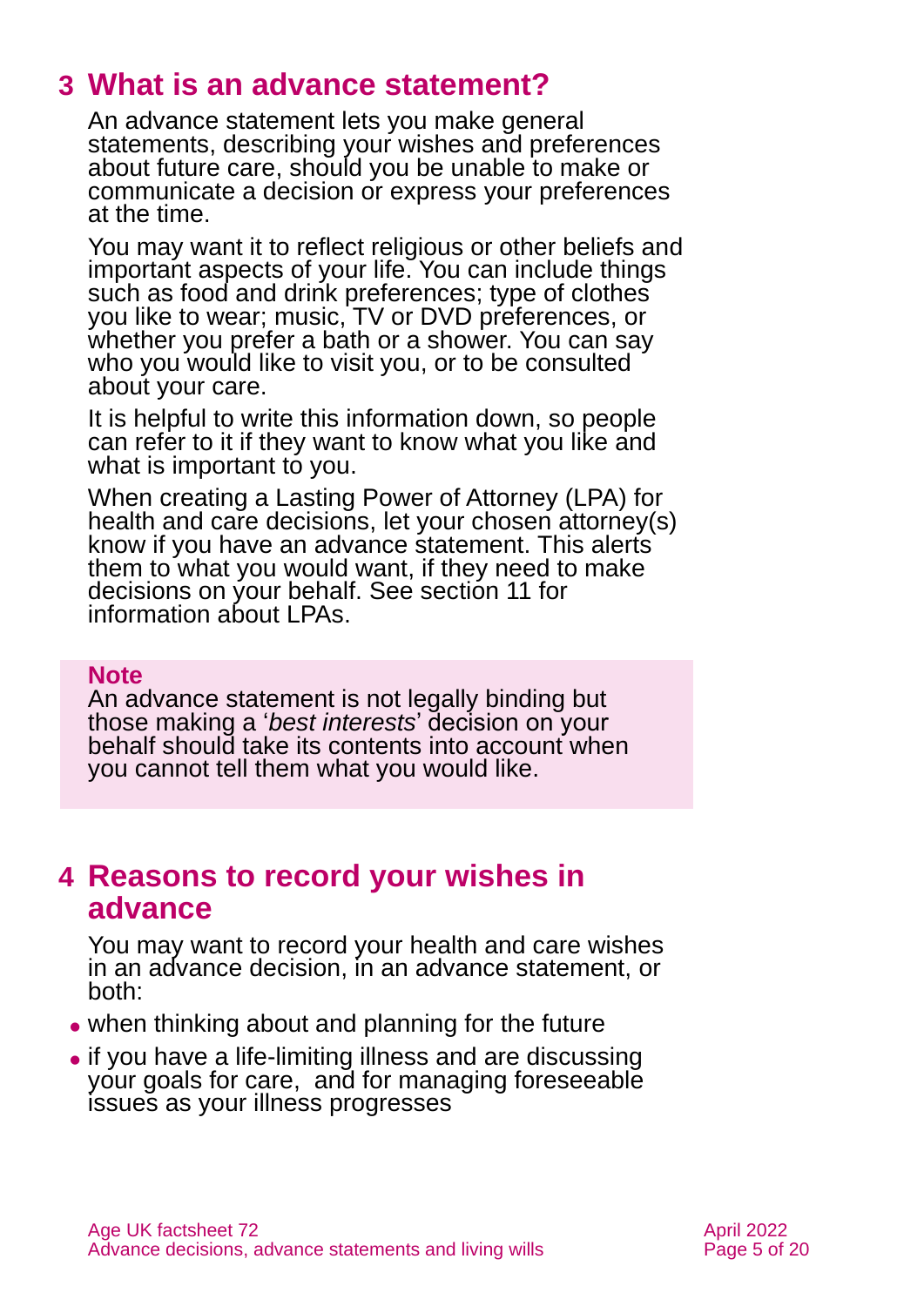## 3 What is an advance statement?

An advance statement lets you make general statements, describing your wishes and preferences about future care, should you be unable to make or communicate a decision or express your preferences at the time.

You may want it to reflect religious or other beliefs and important aspects of your life. You can include things such as food and drink preferences; type of clothes you like to wear; music, TV or DVD preferences, or whether you prefer a bath or a shower. You can say who you would like to visit you, or to be consulted about your care.

It is helpful to write this information down, so people can refer to it if they want to know what you like and what is important to you.

When creating a Lasting Power of Attorney (LPA) for health and care decisions, let your chosen attorney(s) know if you have an advance statement. This alerts them to what you would want, if they need to make decisions on your behalf. See section 11 for information about LPAs.

> **Note**
> An advance statement is not legally binding but those making a '*best interests*' decision on your behalf should take its contents into account when you cannot tell them what you would like.

## 4 Reasons to record your wishes in advance

You may want to record your health and care wishes in an advance decision, in an advance statement, or both:

- when thinking about and planning for the future
- if you have a life-limiting illness and are discussing your goals for care, and for managing foreseeable issues as your illness progresses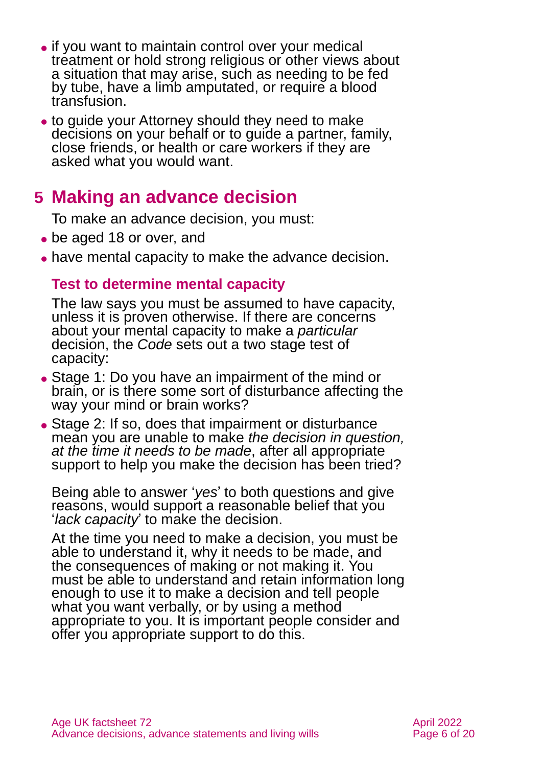- if you want to maintain control over your medical treatment or hold strong religious or other views about a situation that may arise, such as needing to be fed by tube, have a limb amputated, or require a blood transfusion.
- to guide your Attorney should they need to make decisions on your behalf or to guide a partner, family, close friends, or health or care workers if they are asked what you would want.

## 5 Making an advance decision

To make an advance decision, you must:

- be aged 18 or over, and
- have mental capacity to make the advance decision.

### Test to determine mental capacity

The law says you must be assumed to have capacity, unless it is proven otherwise. If there are concerns about your mental capacity to make a *particular* decision, the *Code* sets out a two stage test of capacity:

- Stage 1: Do you have an impairment of the mind or brain, or is there some sort of disturbance affecting the way your mind or brain works?
- Stage 2: If so, does that impairment or disturbance mean you are unable to make *the decision in question, at the time it needs to be made*, after all appropriate support to help you make the decision has been tried?

Being able to answer '*yes*' to both questions and give reasons, would support a reasonable belief that you '*lack capacity*' to make the decision.

At the time you need to make a decision, you must be able to understand it, why it needs to be made, and the consequences of making or not making it. You must be able to understand and retain information long enough to use it to make a decision and tell people what you want verbally, or by using a method appropriate to you. It is important people consider and offer you appropriate support to do this.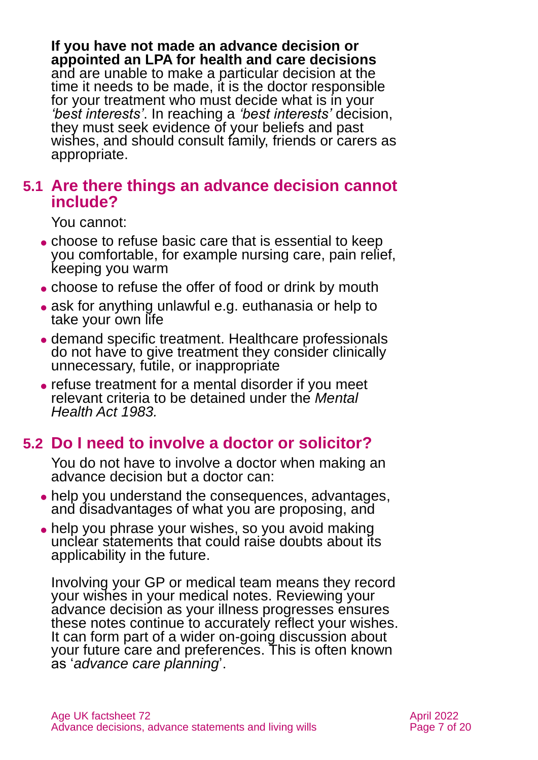**If you have not made an advance decision or appointed an LPA for health and care decisions** and are unable to make a particular decision at the time it needs to be made, it is the doctor responsible for your treatment who must decide what is in your *'best interests'*. In reaching a *'best interests'* decision, they must seek evidence of your beliefs and past wishes, and should consult family, friends or carers as appropriate.

## 5.1 Are there things an advance decision cannot include?

You cannot:

- choose to refuse basic care that is essential to keep you comfortable, for example nursing care, pain relief, keeping you warm
- choose to refuse the offer of food or drink by mouth
- ask for anything unlawful e.g. euthanasia or help to take your own life
- demand specific treatment. Healthcare professionals do not have to give treatment they consider clinically unnecessary, futile, or inappropriate
- refuse treatment for a mental disorder if you meet relevant criteria to be detained under the *Mental Health Act 1983.*

## 5.2 Do I need to involve a doctor or solicitor?

You do not have to involve a doctor when making an advance decision but a doctor can:

- help you understand the consequences, advantages, and disadvantages of what you are proposing, and
- help you phrase your wishes, so you avoid making unclear statements that could raise doubts about its applicability in the future.

Involving your GP or medical team means they record your wishes in your medical notes. Reviewing your advance decision as your illness progresses ensures these notes continue to accurately reflect your wishes. It can form part of a wider on-going discussion about your future care and preferences. This is often known as '*advance care planning*'.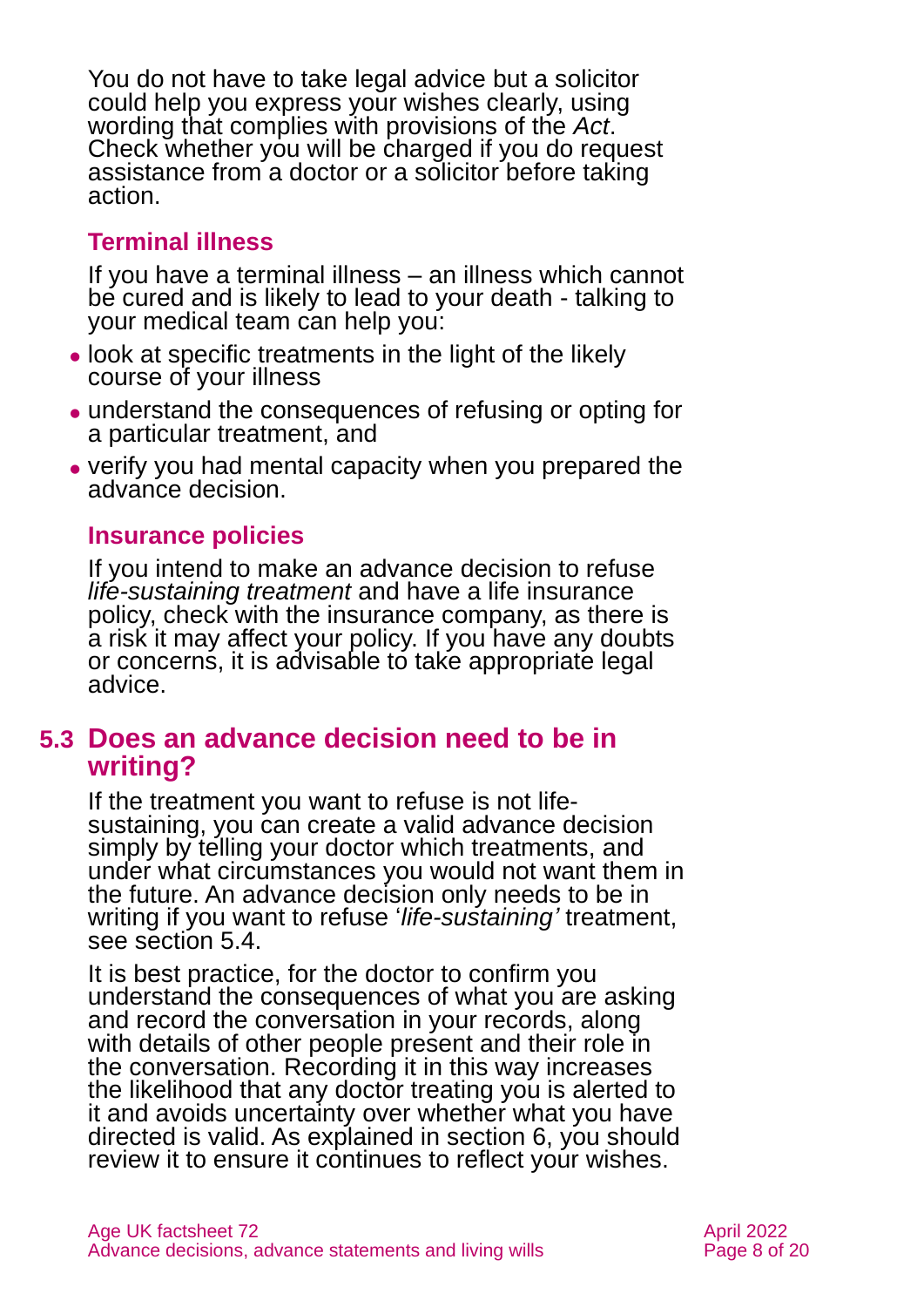You do not have to take legal advice but a solicitor could help you express your wishes clearly, using wording that complies with provisions of the *Act*. Check whether you will be charged if you do request assistance from a doctor or a solicitor before taking action.

### Terminal illness

If you have a terminal illness – an illness which cannot be cured and is likely to lead to your death - talking to your medical team can help you:

- look at specific treatments in the light of the likely course of your illness
- understand the consequences of refusing or opting for a particular treatment, and
- verify you had mental capacity when you prepared the advance decision.

### Insurance policies

If you intend to make an advance decision to refuse *life-sustaining treatment* and have a life insurance policy, check with the insurance company, as there is a risk it may affect your policy. If you have any doubts or concerns, it is advisable to take appropriate legal advice.

## 5.3 Does an advance decision need to be in writing?

If the treatment you want to refuse is not life-sustaining, you can create a valid advance decision simply by telling your doctor which treatments, and under what circumstances you would not want them in the future. An advance decision only needs to be in writing if you want to refuse '*life-sustaining'* treatment, see section 5.4.

It is best practice, for the doctor to confirm you understand the consequences of what you are asking and record the conversation in your records, along with details of other people present and their role in the conversation. Recording it in this way increases the likelihood that any doctor treating you is alerted to it and avoids uncertainty over whether what you have directed is valid. As explained in section 6, you should review it to ensure it continues to reflect your wishes.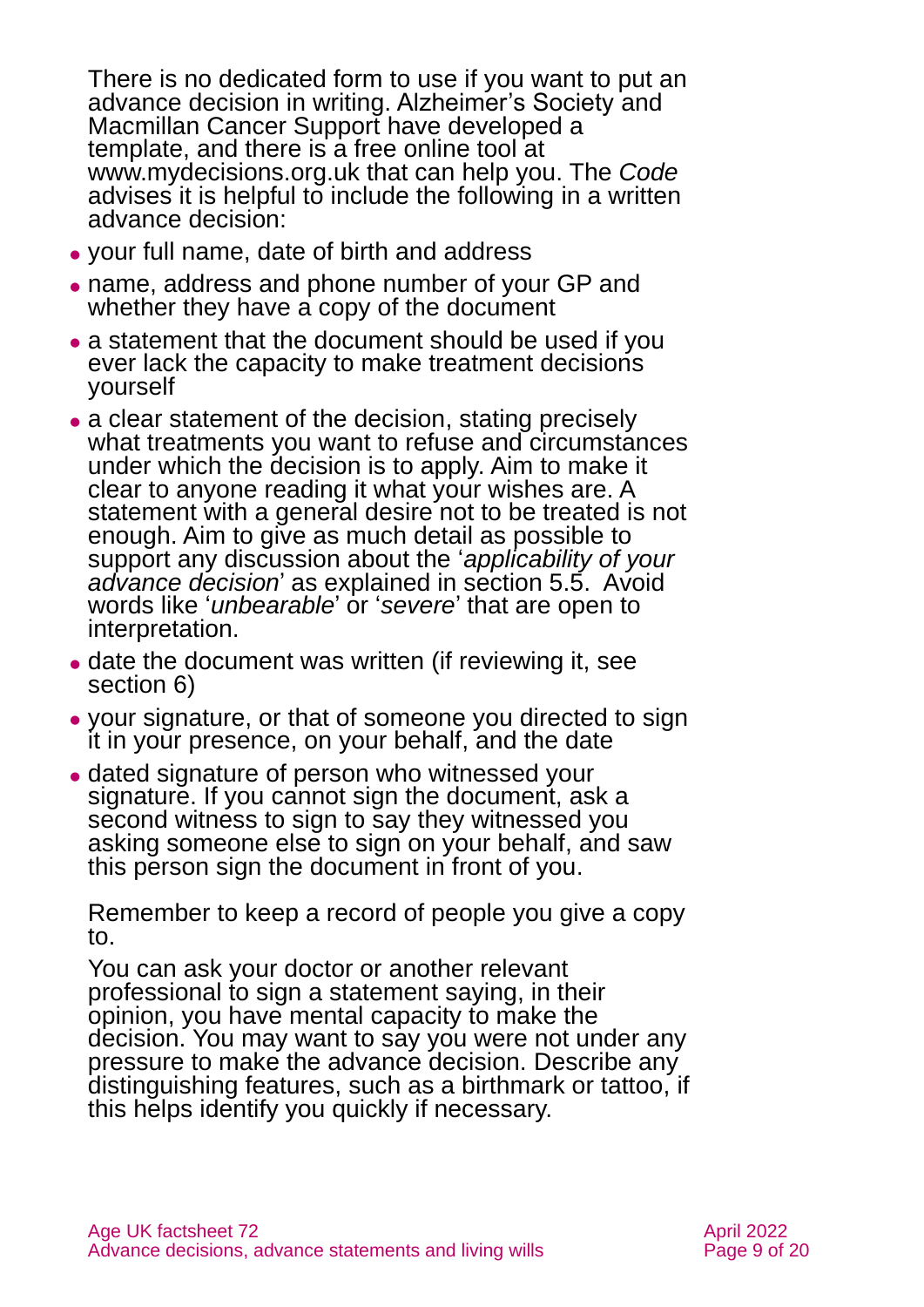There is no dedicated form to use if you want to put an advance decision in writing. Alzheimer's Society and Macmillan Cancer Support have developed a template, and there is a free online tool at www.mydecisions.org.uk that can help you. The *Code* advises it is helpful to include the following in a written advance decision:

- your full name, date of birth and address
- name, address and phone number of your GP and whether they have a copy of the document
- a statement that the document should be used if you ever lack the capacity to make treatment decisions yourself
- a clear statement of the decision, stating precisely what treatments you want to refuse and circumstances under which the decision is to apply. Aim to make it clear to anyone reading it what your wishes are. A statement with a general desire not to be treated is not enough. Aim to give as much detail as possible to support any discussion about the '*applicability of your advance decision*' as explained in section 5.5. Avoid words like '*unbearable*' or '*severe*' that are open to interpretation.
- date the document was written (if reviewing it, see section 6)
- your signature, or that of someone you directed to sign it in your presence, on your behalf, and the date
- dated signature of person who witnessed your signature. If you cannot sign the document, ask a second witness to sign to say they witnessed you asking someone else to sign on your behalf, and saw this person sign the document in front of you.

Remember to keep a record of people you give a copy to.

You can ask your doctor or another relevant professional to sign a statement saying, in their opinion, you have mental capacity to make the decision. You may want to say you were not under any pressure to make the advance decision. Describe any distinguishing features, such as a birthmark or tattoo, if this helps identify you quickly if necessary.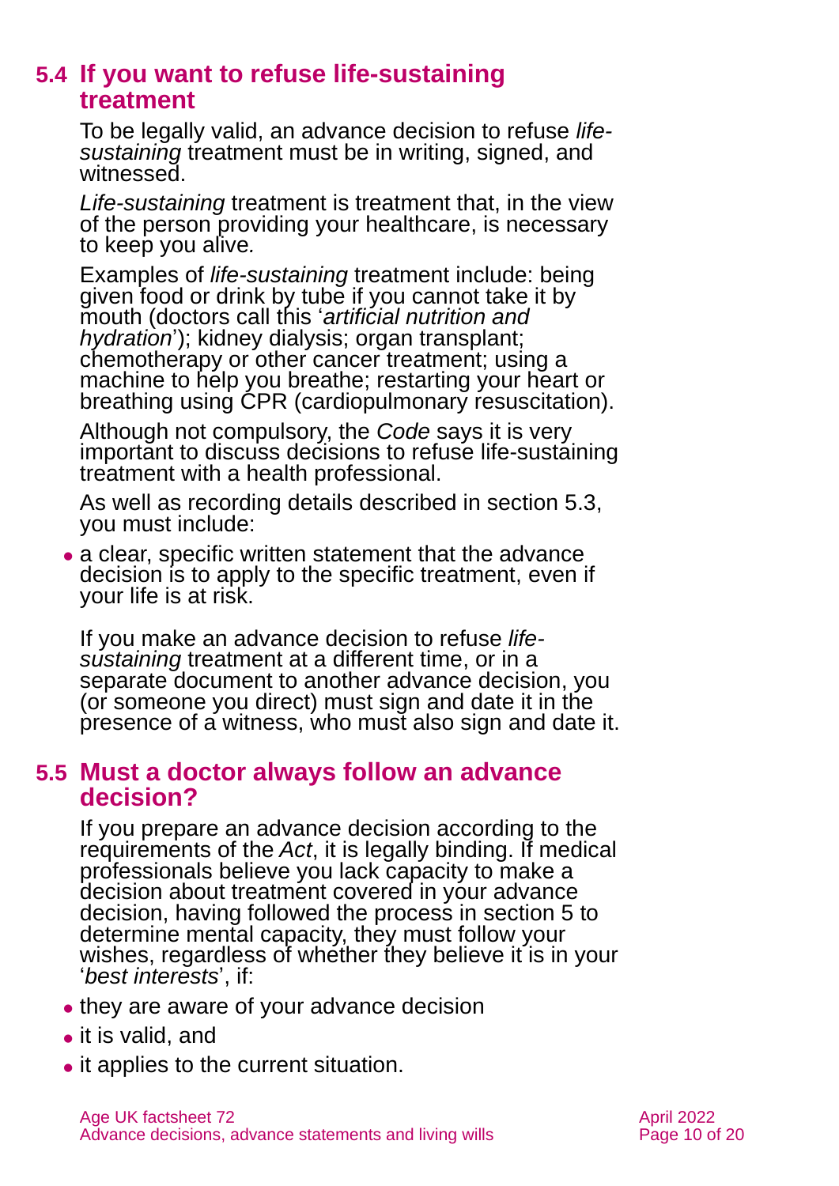## 5.4 If you want to refuse life-sustaining treatment

To be legally valid, an advance decision to refuse *life-sustaining* treatment must be in writing, signed, and witnessed.

*Life-sustaining* treatment is treatment that, in the view of the person providing your healthcare, is necessary to keep you alive.

Examples of *life-sustaining* treatment include: being given food or drink by tube if you cannot take it by mouth (doctors call this '*artificial nutrition and hydration*'); kidney dialysis; organ transplant; chemotherapy or other cancer treatment; using a machine to help you breathe; restarting your heart or breathing using CPR (cardiopulmonary resuscitation).

Although not compulsory, the *Code* says it is very important to discuss decisions to refuse life-sustaining treatment with a health professional.

As well as recording details described in section 5.3, you must include:

- a clear, specific written statement that the advance decision is to apply to the specific treatment, even if your life is at risk.

If you make an advance decision to refuse *life-sustaining* treatment at a different time, or in a separate document to another advance decision, you (or someone you direct) must sign and date it in the presence of a witness, who must also sign and date it.

## 5.5 Must a doctor always follow an advance decision?

If you prepare an advance decision according to the requirements of the *Act*, it is legally binding. If medical professionals believe you lack capacity to make a decision about treatment covered in your advance decision, having followed the process in section 5 to determine mental capacity, they must follow your wishes, regardless of whether they believe it is in your '*best interests*', if:

- they are aware of your advance decision
- it is valid, and
- it applies to the current situation.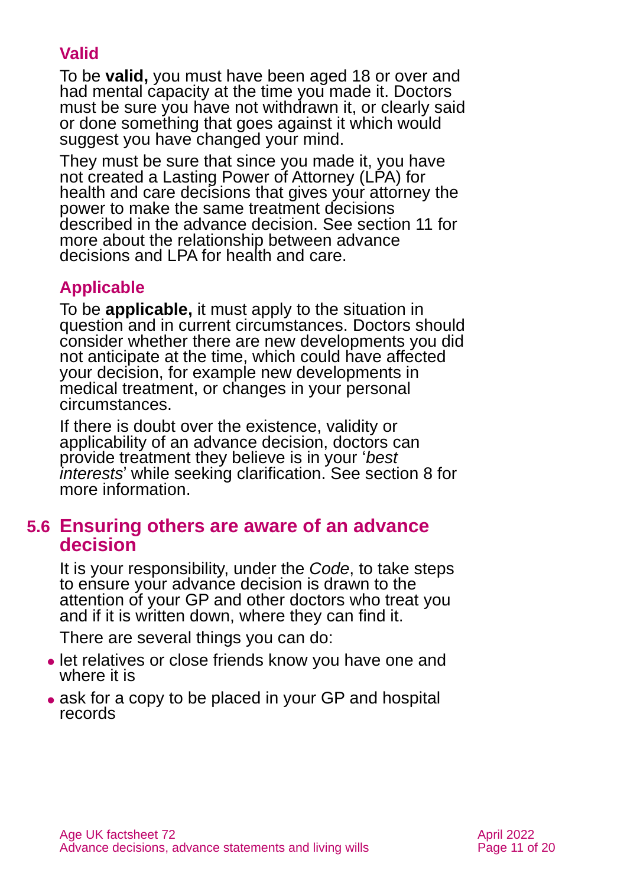### Valid

To be **valid,** you must have been aged 18 or over and had mental capacity at the time you made it. Doctors must be sure you have not withdrawn it, or clearly said or done something that goes against it which would suggest you have changed your mind.

They must be sure that since you made it, you have not created a Lasting Power of Attorney (LPA) for health and care decisions that gives your attorney the power to make the same treatment decisions described in the advance decision. See section 11 for more about the relationship between advance decisions and LPA for health and care.

### Applicable

To be **applicable,** it must apply to the situation in question and in current circumstances. Doctors should consider whether there are new developments you did not anticipate at the time, which could have affected your decision, for example new developments in medical treatment, or changes in your personal circumstances.

If there is doubt over the existence, validity or applicability of an advance decision, doctors can provide treatment they believe is in your '*best interests*' while seeking clarification. See section 8 for more information.

## 5.6 Ensuring others are aware of an advance decision

It is your responsibility, under the *Code*, to take steps to ensure your advance decision is drawn to the attention of your GP and other doctors who treat you and if it is written down, where they can find it.

There are several things you can do:

- let relatives or close friends know you have one and where it is
- ask for a copy to be placed in your GP and hospital records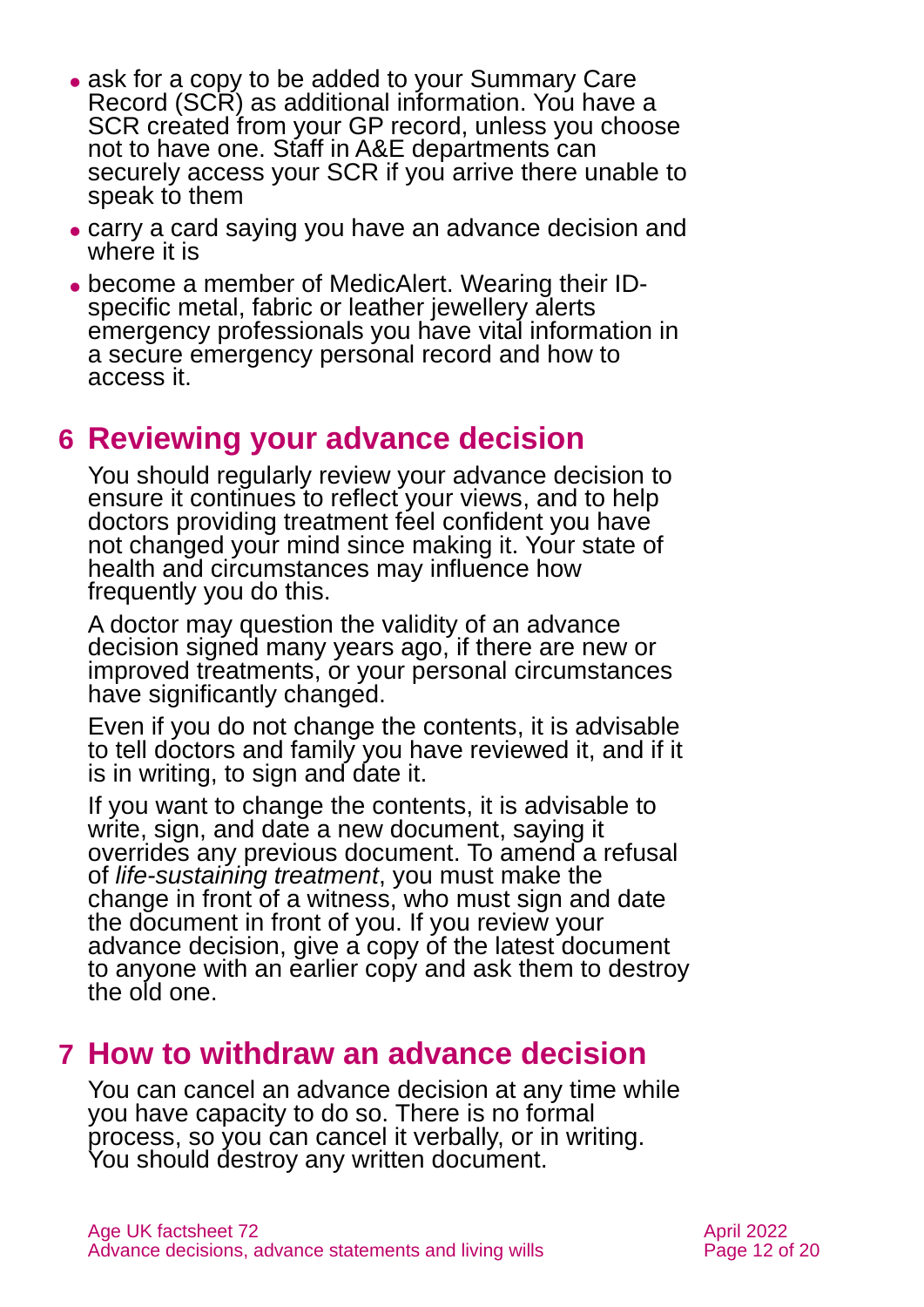- ask for a copy to be added to your Summary Care Record (SCR) as additional information. You have a SCR created from your GP record, unless you choose not to have one. Staff in A&E departments can securely access your SCR if you arrive there unable to speak to them
- carry a card saying you have an advance decision and where it is
- become a member of MedicAlert. Wearing their ID-specific metal, fabric or leather jewellery alerts emergency professionals you have vital information in a secure emergency personal record and how to access it.

## 6 Reviewing your advance decision

You should regularly review your advance decision to ensure it continues to reflect your views, and to help doctors providing treatment feel confident you have not changed your mind since making it. Your state of health and circumstances may influence how frequently you do this.

A doctor may question the validity of an advance decision signed many years ago, if there are new or improved treatments, or your personal circumstances have significantly changed.

Even if you do not change the contents, it is advisable to tell doctors and family you have reviewed it, and if it is in writing, to sign and date it.

If you want to change the contents, it is advisable to write, sign, and date a new document, saying it overrides any previous document. To amend a refusal of *life-sustaining treatment*, you must make the change in front of a witness, who must sign and date the document in front of you. If you review your advance decision, give a copy of the latest document to anyone with an earlier copy and ask them to destroy the old one.

## 7 How to withdraw an advance decision

You can cancel an advance decision at any time while you have capacity to do so. There is no formal process, so you can cancel it verbally, or in writing. You should destroy any written document.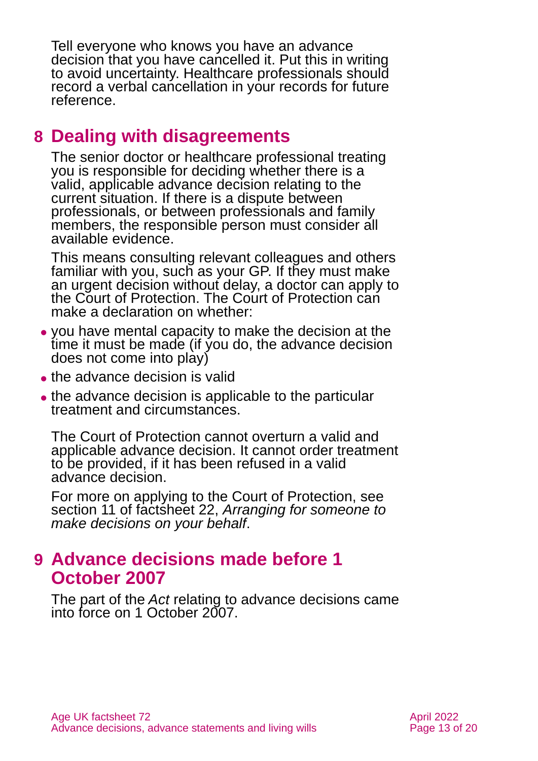Tell everyone who knows you have an advance decision that you have cancelled it. Put this in writing to avoid uncertainty. Healthcare professionals should record a verbal cancellation in your records for future reference.

## 8 Dealing with disagreements

The senior doctor or healthcare professional treating you is responsible for deciding whether there is a valid, applicable advance decision relating to the current situation. If there is a dispute between professionals, or between professionals and family members, the responsible person must consider all available evidence.

This means consulting relevant colleagues and others familiar with you, such as your GP. If they must make an urgent decision without delay, a doctor can apply to the Court of Protection. The Court of Protection can make a declaration on whether:

- you have mental capacity to make the decision at the time it must be made (if you do, the advance decision does not come into play)
- the advance decision is valid
- the advance decision is applicable to the particular treatment and circumstances.

The Court of Protection cannot overturn a valid and applicable advance decision. It cannot order treatment to be provided, if it has been refused in a valid advance decision.

For more on applying to the Court of Protection, see section 11 of factsheet 22, *Arranging for someone to make decisions on your behalf*.

## 9 Advance decisions made before 1 October 2007

The part of the *Act* relating to advance decisions came into force on 1 October 2007.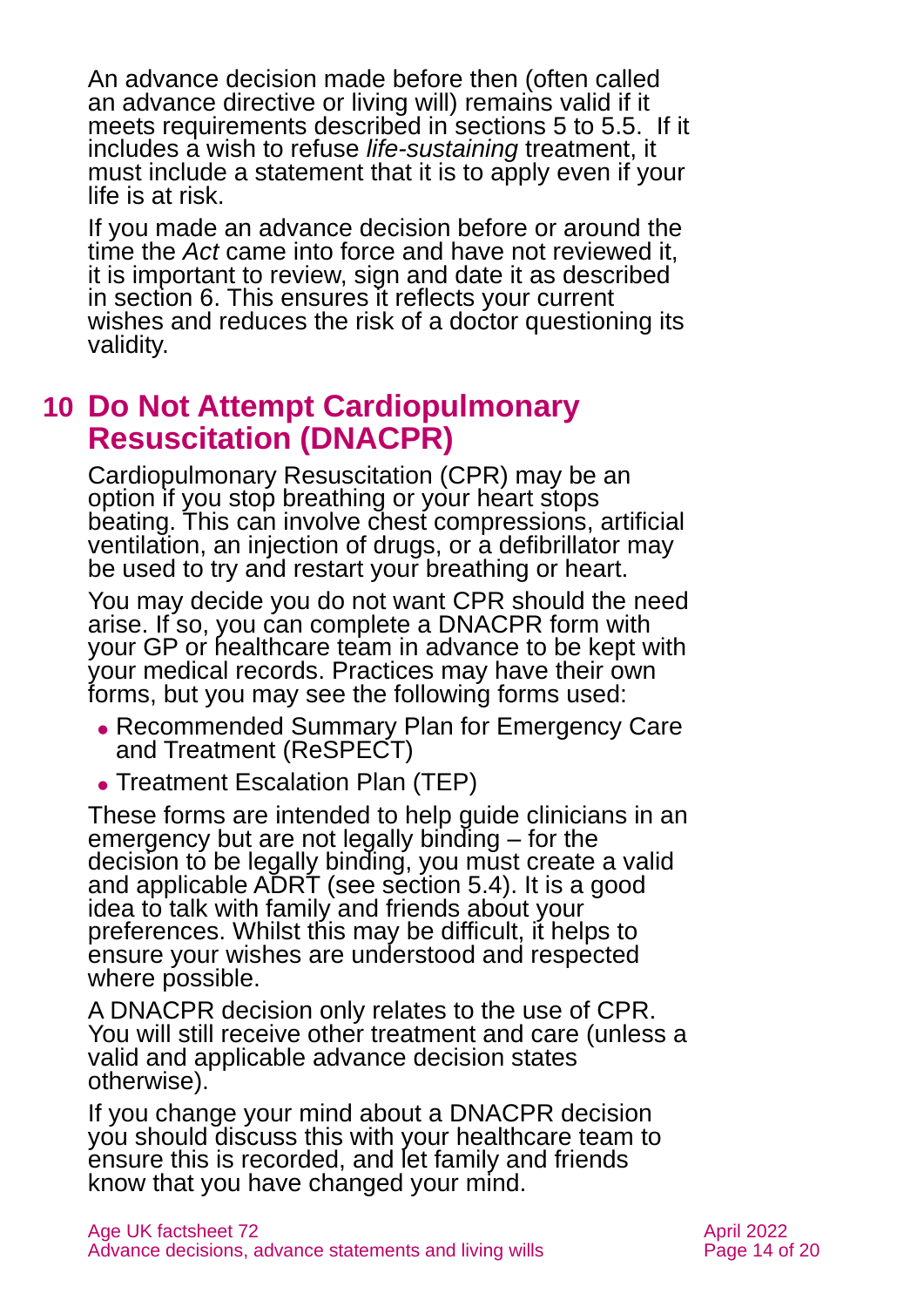An advance decision made before then (often called an advance directive or living will) remains valid if it meets requirements described in sections 5 to 5.5. If it includes a wish to refuse *life-sustaining* treatment, it must include a statement that it is to apply even if your life is at risk.

If you made an advance decision before or around the time the *Act* came into force and have not reviewed it, it is important to review, sign and date it as described in section 6. This ensures it reflects your current wishes and reduces the risk of a doctor questioning its validity.

## 10 Do Not Attempt Cardiopulmonary Resuscitation (DNACPR)

Cardiopulmonary Resuscitation (CPR) may be an option if you stop breathing or your heart stops beating. This can involve chest compressions, artificial ventilation, an injection of drugs, or a defibrillator may be used to try and restart your breathing or heart.

You may decide you do not want CPR should the need arise. If so, you can complete a DNACPR form with your GP or healthcare team in advance to be kept with your medical records. Practices may have their own forms, but you may see the following forms used:

- Recommended Summary Plan for Emergency Care and Treatment (ReSPECT)
- Treatment Escalation Plan (TEP)

These forms are intended to help guide clinicians in an emergency but are not legally binding – for the decision to be legally binding, you must create a valid and applicable ADRT (see section 5.4). It is a good idea to talk with family and friends about your preferences. Whilst this may be difficult, it helps to ensure your wishes are understood and respected where possible.

A DNACPR decision only relates to the use of CPR. You will still receive other treatment and care (unless a valid and applicable advance decision states otherwise).

If you change your mind about a DNACPR decision you should discuss this with your healthcare team to ensure this is recorded, and let family and friends know that you have changed your mind.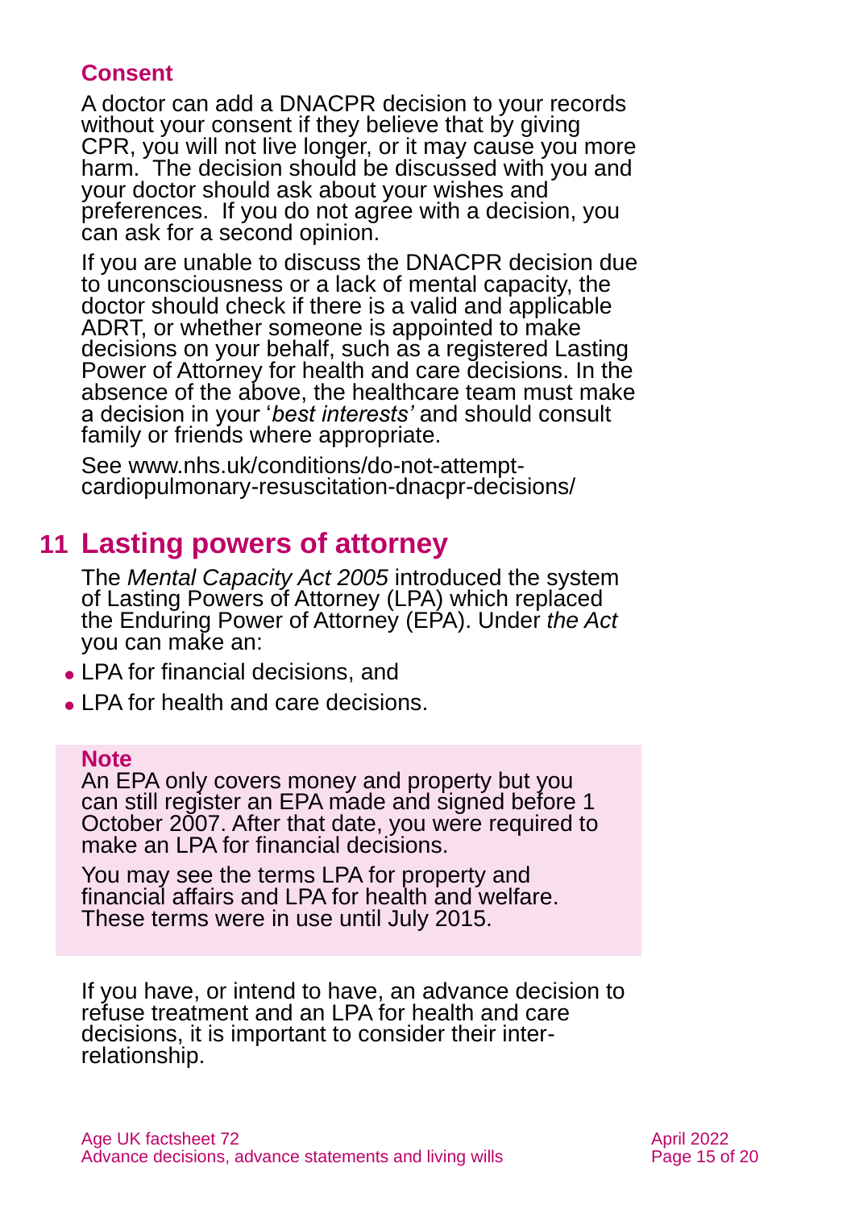### Consent

A doctor can add a DNACPR decision to your records without your consent if they believe that by giving CPR, you will not live longer, or it may cause you more harm. The decision should be discussed with you and your doctor should ask about your wishes and preferences. If you do not agree with a decision, you can ask for a second opinion.

If you are unable to discuss the DNACPR decision due to unconsciousness or a lack of mental capacity, the doctor should check if there is a valid and applicable ADRT, or whether someone is appointed to make decisions on your behalf, such as a registered Lasting Power of Attorney for health and care decisions. In the absence of the above, the healthcare team must make a decision in your '*best interests'* and should consult family or friends where appropriate.

See www.nhs.uk/conditions/do-not-attempt-cardiopulmonary-resuscitation-dnacpr-decisions/

## 11 Lasting powers of attorney

The *Mental Capacity Act 2005* introduced the system of Lasting Powers of Attorney (LPA) which replaced the Enduring Power of Attorney (EPA). Under *the Act* you can make an:

- LPA for financial decisions, and
- LPA for health and care decisions.

**Note**

An EPA only covers money and property but you can still register an EPA made and signed before 1 October 2007. After that date, you were required to make an LPA for financial decisions.

You may see the terms LPA for property and financial affairs and LPA for health and welfare. These terms were in use until July 2015.

If you have, or intend to have, an advance decision to refuse treatment and an LPA for health and care decisions, it is important to consider their inter-relationship.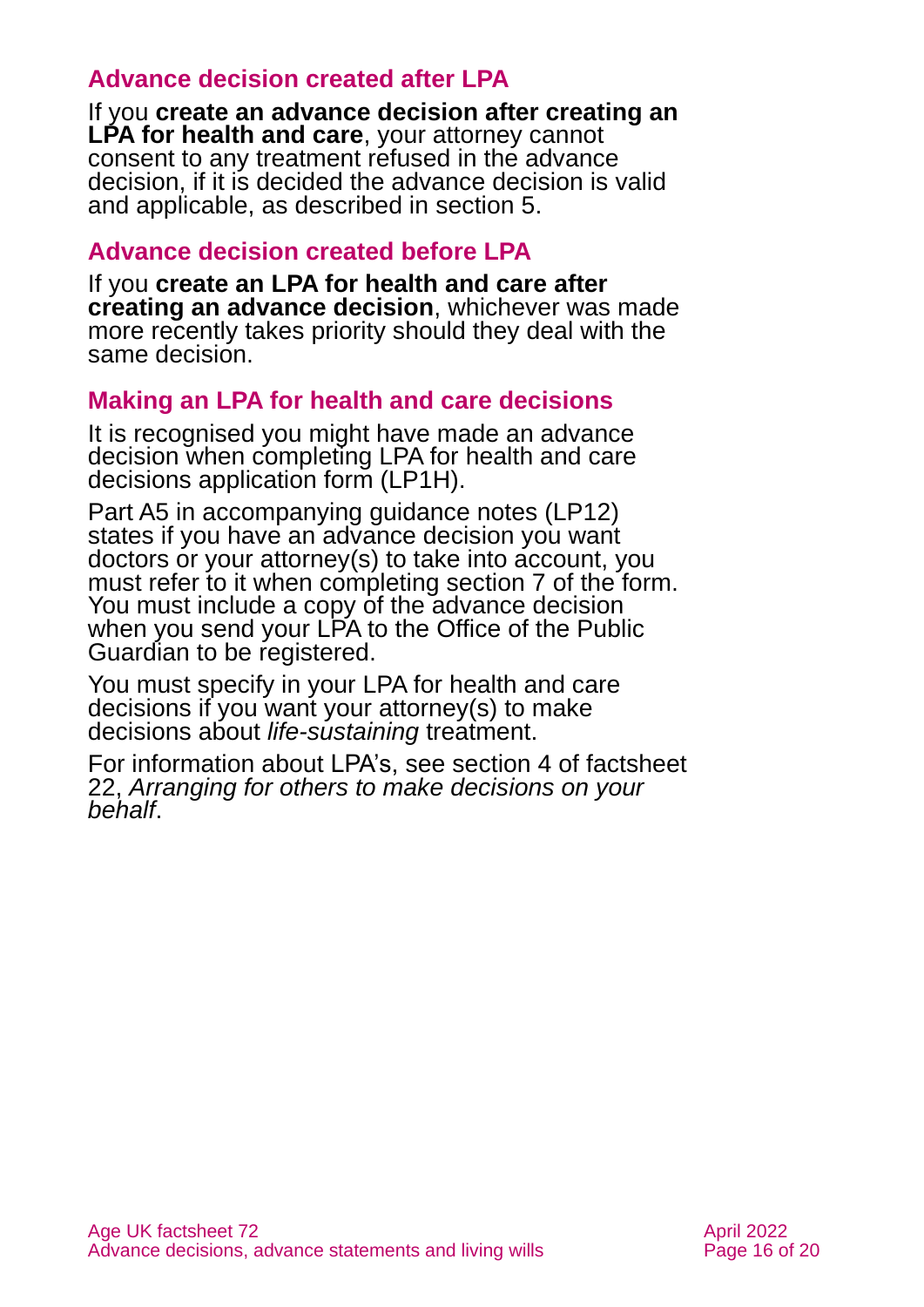### Advance decision created after LPA

If you **create an advance decision after creating an LPA for health and care**, your attorney cannot consent to any treatment refused in the advance decision, if it is decided the advance decision is valid and applicable, as described in section 5.

### Advance decision created before LPA

If you **create an LPA for health and care after creating an advance decision**, whichever was made more recently takes priority should they deal with the same decision.

### Making an LPA for health and care decisions

It is recognised you might have made an advance decision when completing LPA for health and care decisions application form (LP1H).

Part A5 in accompanying guidance notes (LP12) states if you have an advance decision you want doctors or your attorney(s) to take into account, you must refer to it when completing section 7 of the form. You must include a copy of the advance decision when you send your LPA to the Office of the Public Guardian to be registered.

You must specify in your LPA for health and care decisions if you want your attorney(s) to make decisions about *life-sustaining* treatment.

For information about LPA's, see section 4 of factsheet 22, *Arranging for others to make decisions on your behalf*.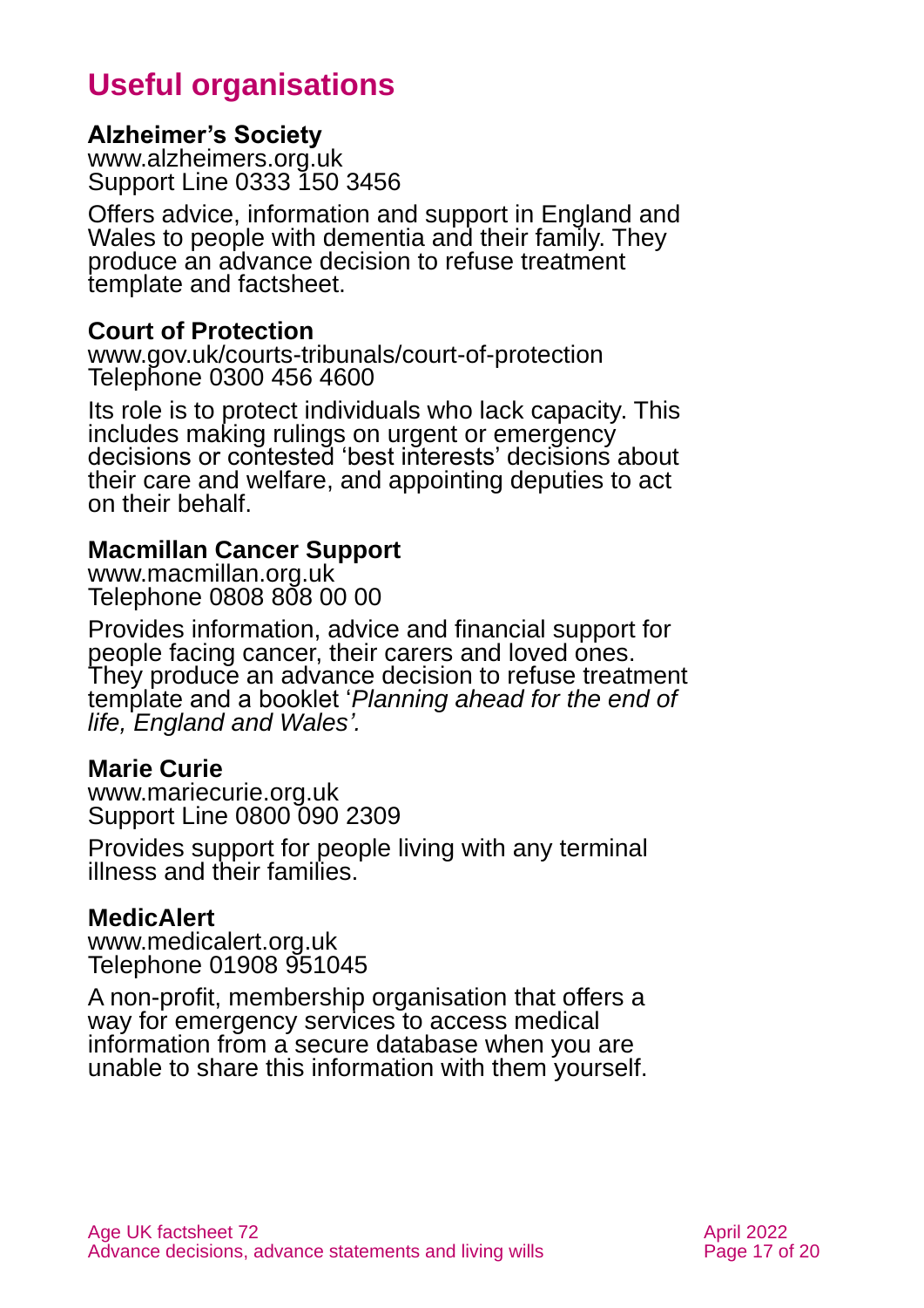## Useful organisations

**Alzheimer's Society**
www.alzheimers.org.uk
Support Line 0333 150 3456

Offers advice, information and support in England and Wales to people with dementia and their family. They produce an advance decision to refuse treatment template and factsheet.

**Court of Protection**
www.gov.uk/courts-tribunals/court-of-protection
Telephone 0300 456 4600

Its role is to protect individuals who lack capacity. This includes making rulings on urgent or emergency decisions or contested 'best interests' decisions about their care and welfare, and appointing deputies to act on their behalf.

**Macmillan Cancer Support**
www.macmillan.org.uk
Telephone 0808 808 00 00

Provides information, advice and financial support for people facing cancer, their carers and loved ones. They produce an advance decision to refuse treatment template and a booklet '*Planning ahead for the end of life, England and Wales'.*

**Marie Curie**
www.mariecurie.org.uk
Support Line 0800 090 2309

Provides support for people living with any terminal illness and their families.

**MedicAlert**
www.medicalert.org.uk
Telephone 01908 951045

A non-profit, membership organisation that offers a way for emergency services to access medical information from a secure database when you are unable to share this information with them yourself.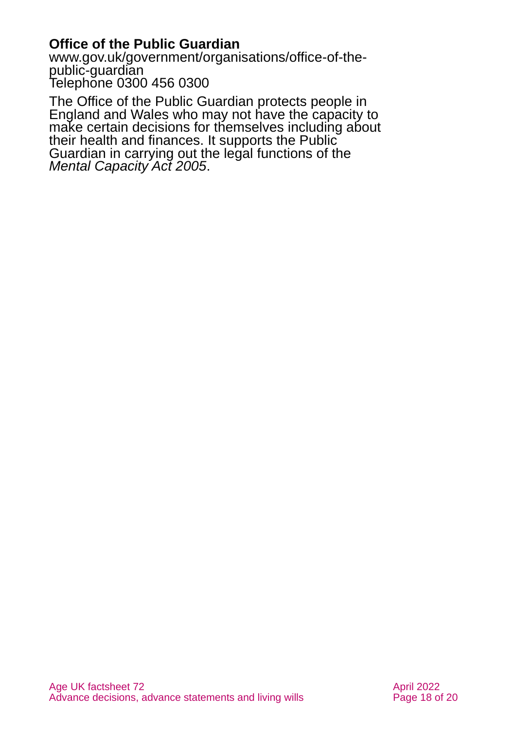**Office of the Public Guardian**
www.gov.uk/government/organisations/office-of-the-public-guardian
Telephone 0300 456 0300

The Office of the Public Guardian protects people in England and Wales who may not have the capacity to make certain decisions for themselves including about their health and finances. It supports the Public Guardian in carrying out the legal functions of the *Mental Capacity Act 2005*.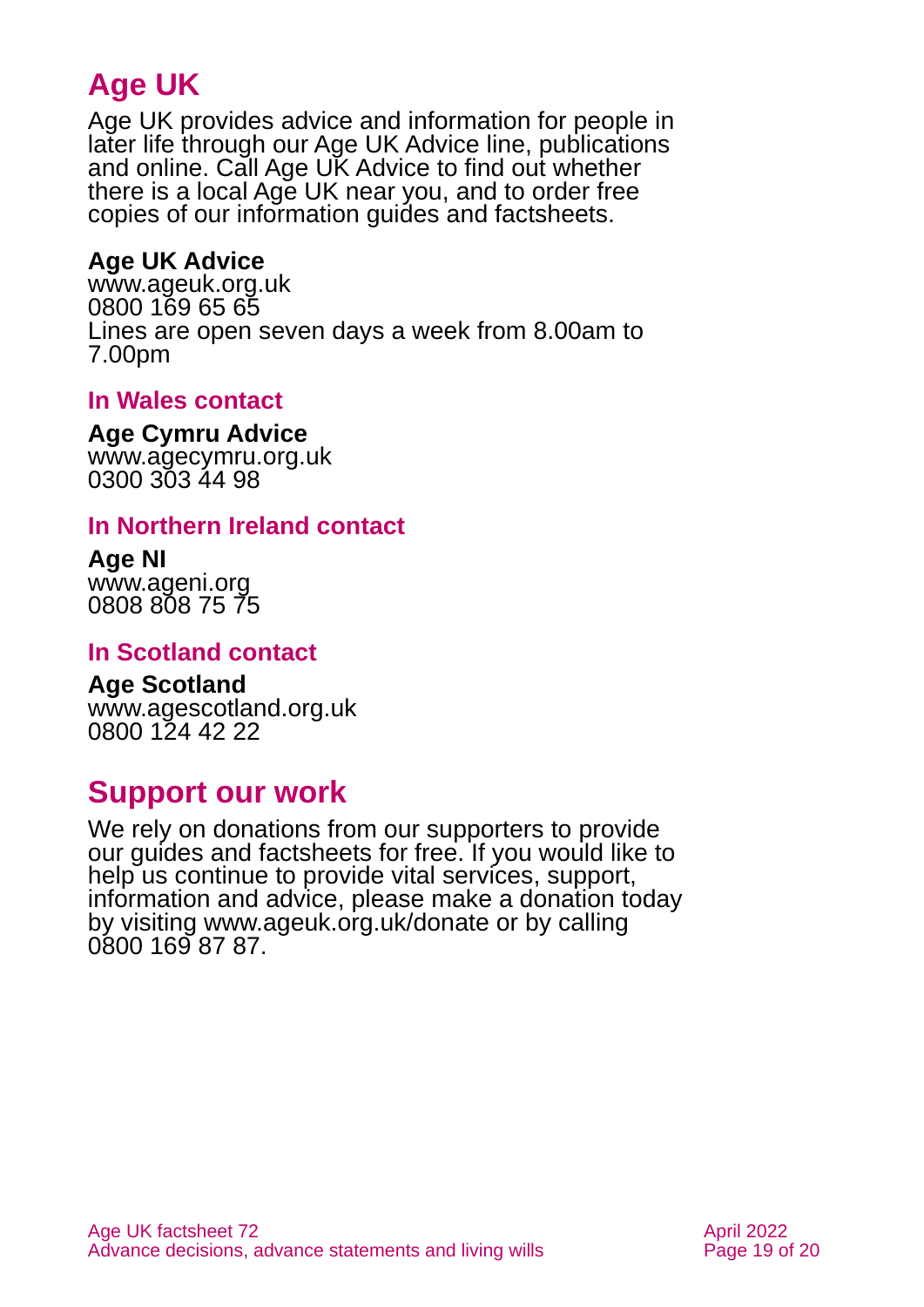## Age UK

Age UK provides advice and information for people in later life through our Age UK Advice line, publications and online. Call Age UK Advice to find out whether there is a local Age UK near you, and to order free copies of our information guides and factsheets.

**Age UK Advice**
www.ageuk.org.uk
0800 169 65 65
Lines are open seven days a week from 8.00am to 7.00pm

### In Wales contact

**Age Cymru Advice**
www.agecymru.org.uk
0300 303 44 98

### In Northern Ireland contact

**Age NI**
www.ageni.org
0808 808 75 75

### In Scotland contact

**Age Scotland**
www.agescotland.org.uk
0800 124 42 22

## Support our work

We rely on donations from our supporters to provide our guides and factsheets for free. If you would like to help us continue to provide vital services, support, information and advice, please make a donation today by visiting www.ageuk.org.uk/donate or by calling 0800 169 87 87.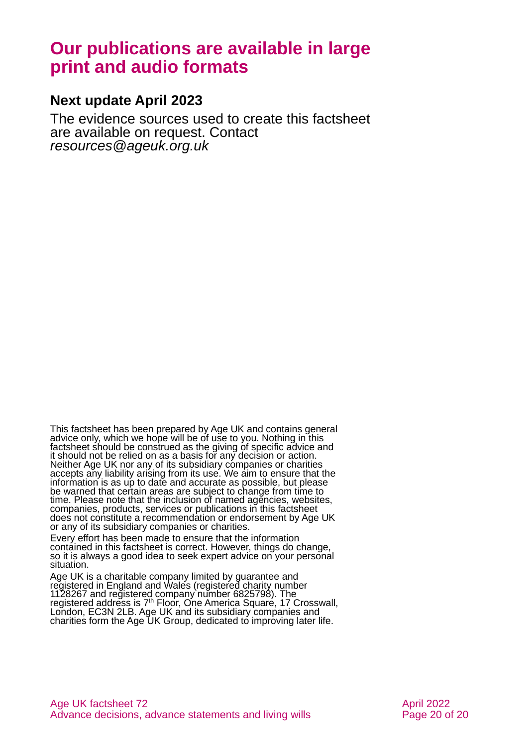# Our publications are available in large print and audio formats

## Next update April 2023

The evidence sources used to create this factsheet are available on request. Contact *resources@ageuk.org.uk*

This factsheet has been prepared by Age UK and contains general advice only, which we hope will be of use to you. Nothing in this factsheet should be construed as the giving of specific advice and it should not be relied on as a basis for any decision or action. Neither Age UK nor any of its subsidiary companies or charities accepts any liability arising from its use. We aim to ensure that the information is as up to date and accurate as possible, but please be warned that certain areas are subject to change from time to time. Please note that the inclusion of named agencies, websites, companies, products, services or publications in this factsheet does not constitute a recommendation or endorsement by Age UK or any of its subsidiary companies or charities.

Every effort has been made to ensure that the information contained in this factsheet is correct. However, things do change, so it is always a good idea to seek expert advice on your personal situation.

Age UK is a charitable company limited by guarantee and registered in England and Wales (registered charity number 1128267 and registered company number 6825798). The registered address is 7th Floor, One America Square, 17 Crosswall, London, EC3N 2LB. Age UK and its subsidiary companies and charities form the Age UK Group, dedicated to improving later life.